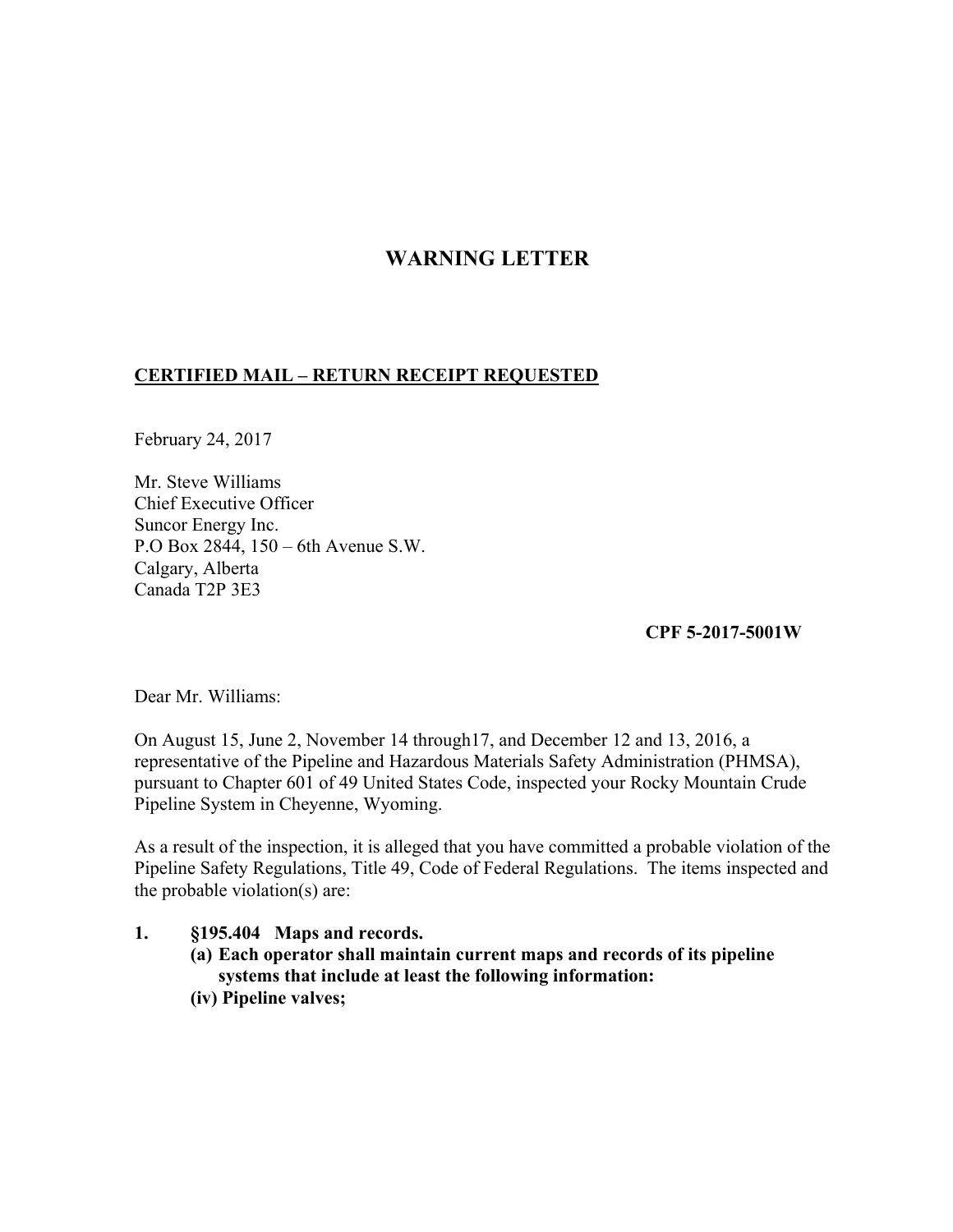# WARNING LETTER

**CERTIFIED MAIL – RETURN RECEIPT REQUESTED**

February 24, 2017

Mr. Steve Williams
Chief Executive Officer
Suncor Energy Inc.
P.O Box 2844, 150 – 6th Avenue S.W.
Calgary, Alberta
Canada T2P 3E3

**CPF 5-2017-5001W**

Dear Mr. Williams:

On August 15, June 2, November 14 through17, and December 12 and 13, 2016, a representative of the Pipeline and Hazardous Materials Safety Administration (PHMSA), pursuant to Chapter 601 of 49 United States Code, inspected your Rocky Mountain Crude Pipeline System in Cheyenne, Wyoming.

As a result of the inspection, it is alleged that you have committed a probable violation of the Pipeline Safety Regulations, Title 49, Code of Federal Regulations. The items inspected and the probable violation(s) are:

1. **§195.404 Maps and records.**
   **(a) Each operator shall maintain current maps and records of its pipeline systems that include at least the following information:**
   **(iv) Pipeline valves;**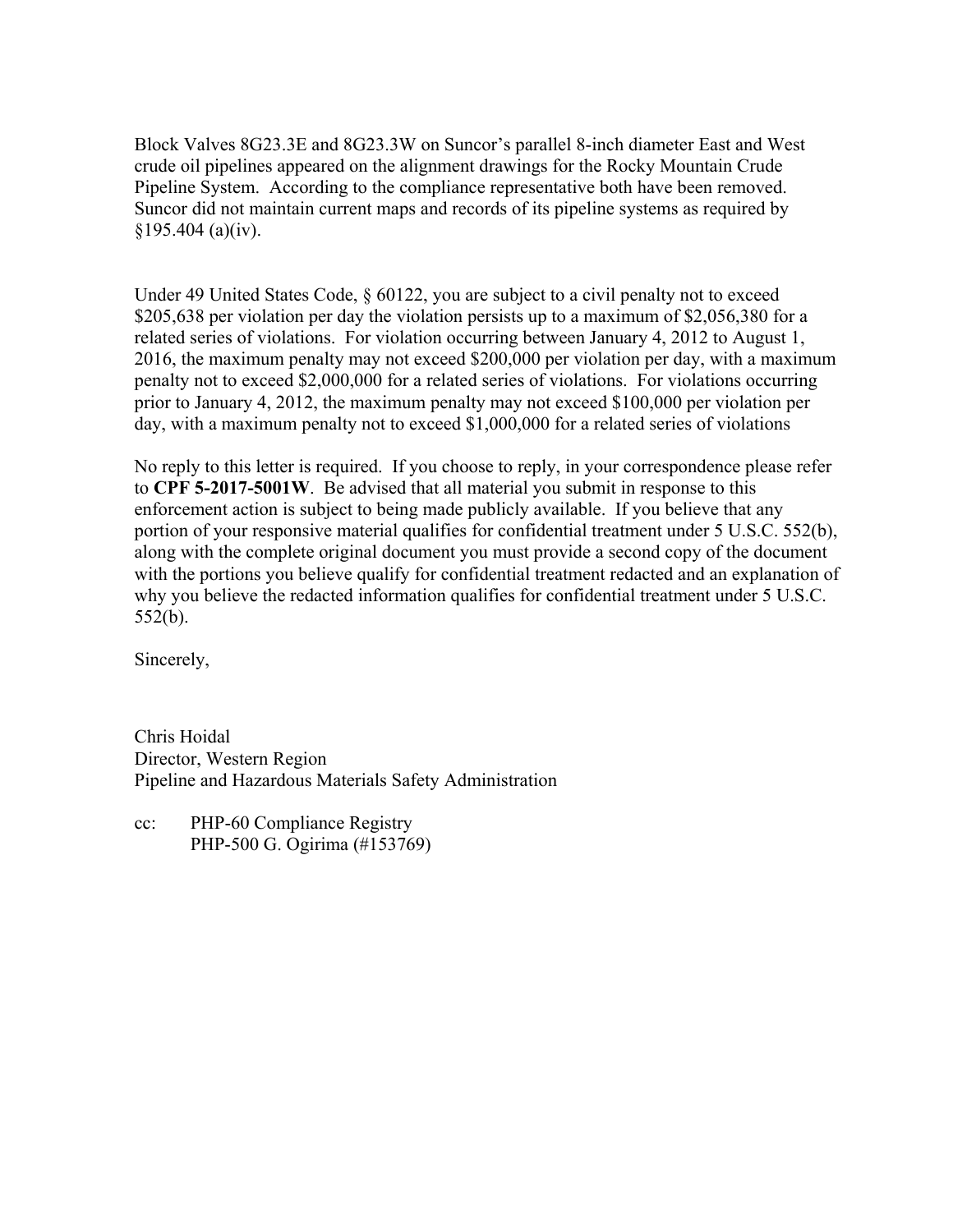Block Valves 8G23.3E and 8G23.3W on Suncor's parallel 8-inch diameter East and West crude oil pipelines appeared on the alignment drawings for the Rocky Mountain Crude Pipeline System. According to the compliance representative both have been removed. Suncor did not maintain current maps and records of its pipeline systems as required by §195.404 (a)(iv).

Under 49 United States Code, § 60122, you are subject to a civil penalty not to exceed $205,638 per violation per day the violation persists up to a maximum of $2,056,380 for a related series of violations. For violation occurring between January 4, 2012 to August 1, 2016, the maximum penalty may not exceed $200,000 per violation per day, with a maximum penalty not to exceed $2,000,000 for a related series of violations. For violations occurring prior to January 4, 2012, the maximum penalty may not exceed $100,000 per violation per day, with a maximum penalty not to exceed $1,000,000 for a related series of violations

No reply to this letter is required. If you choose to reply, in your correspondence please refer to **CPF 5-2017-5001W**. Be advised that all material you submit in response to this enforcement action is subject to being made publicly available. If you believe that any portion of your responsive material qualifies for confidential treatment under 5 U.S.C. 552(b), along with the complete original document you must provide a second copy of the document with the portions you believe qualify for confidential treatment redacted and an explanation of why you believe the redacted information qualifies for confidential treatment under 5 U.S.C. 552(b).

Sincerely,

Chris Hoidal
Director, Western Region
Pipeline and Hazardous Materials Safety Administration

cc: PHP-60 Compliance Registry
PHP-500 G. Ogirima (#153769)